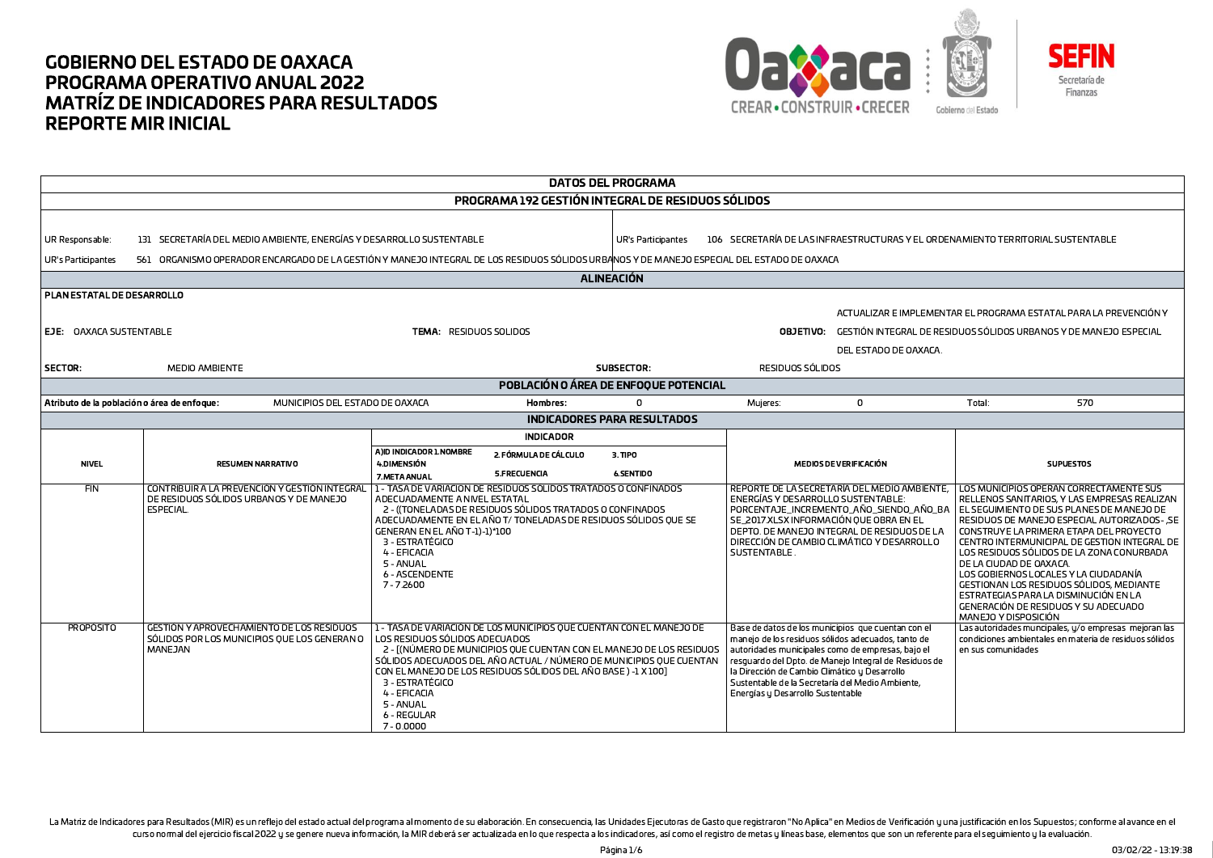# GOBIERNO DEL ESTADO DE OAXACA
# PROGRAMA OPERATIVO ANUAL 2022
# MATRÍZ DE INDICADORES PARA RESULTADOS
# REPORTE MIR INICIAL

## DATOS DEL PROGRAMA

### PROGRAMA 192 GESTIÓN INTEGRAL DE RESIDUOS SÓLIDOS

**UR Responsable:** 131 SECRETARÍA DEL MEDIO AMBIENTE, ENERGÍAS Y DESARROLLO SUSTENTABLE

**UR's Participantes:** 106 SECRETARÍA DE LAS INFRAESTRUCTURAS Y EL ORDENAMIENTO TERRITORIAL SUSTENTABLE

**UR's Participantes:** 561 ORGANISMO OPERADOR ENCARGADO DE LA GESTIÓN Y MANEJO INTEGRAL DE LOS RESIDUOS SÓLIDOS URBANOS Y DE MANEJO ESPECIAL DEL ESTADO DE OAXACA

## ALINEACIÓN

**PLAN ESTATAL DE DESARROLLO**

**EJE:** OAXACA SUSTENTABLE

**TEMA:** RESIDUOS SOLIDOS

**OBJETIVO:** ACTUALIZAR E IMPLEMENTAR EL PROGRAMA ESTATAL PARA LA PREVENCIÓN Y GESTIÓN INTEGRAL DE RESIDUOS SÓLIDOS URBANOS Y DE MANEJO ESPECIAL DEL ESTADO DE OAXACA.

**SECTOR:** MEDIO AMBIENTE

**SUBSECTOR:** RESIDUOS SÓLIDOS

## POBLACIÓN O ÁREA DE ENFOQUE POTENCIAL

| Atributo de la población o área de enfoque: | MUNICIPIOS DEL ESTADO DE OAXACA | Hombres: | 0 | Mujeres: | 0 | Total: | 570 |
|---|---|---|---|---|---|---|---|

## INDICADORES PARA RESULTADOS

| NIVEL | RESUMEN NARRATIVO | INDICADOR: A)ID INDICADOR 1.NOMBRE / 2. FÓRMULA DE CÁLCULO / 3. TIPO / 4.DIMENSIÓN / 5.FRECUENCIA / 6.SENTIDO / 7.META ANUAL | MEDIOS DE VERIFICACIÓN | SUPUESTOS |
|---|---|---|---|---|
| FIN | CONTRIBUIR A LA PREVENCIÓN Y GESTIÓN INTEGRAL DE RESIDUOS SÓLIDOS URBANOS Y DE MANEJO ESPECIAL. | 1 - TASA DE VARIACIÓN DE RESIDUOS SÓLIDOS TRATADOS O CONFINADOS ADECUADAMENTE A NIVEL ESTATAL<br>2 - ((TONELADAS DE RESIDUOS SÓLIDOS TRATADOS O CONFINADOS ADECUADAMENTE EN EL AÑO T/ TONELADAS DE RESIDUOS SÓLIDOS QUE SE GENERAN EN EL AÑO T-1)-1)*100<br>3 - ESTRATÉGICO<br>4 - EFICACIA<br>5 - ANUAL<br>6 - ASCENDENTE<br>7 - 7.2600 | REPORTE DE LA SECRETARÍA DEL MEDIO AMBIENTE, ENERGÍAS Y DESARROLLO SUSTENTABLE: PORCENTAJE_INCREMENTO_AÑO_SIENDO_AÑO_BASE_2017.XLSX INFORMACIÓN QUE OBRA EN EL DEPTO. DE MANEJO INTEGRAL DE RESIDUOS DE LA DIRECCIÓN DE CAMBIO CLIMÁTICO Y DESARROLLO SUSTENTABLE . | LOS MUNICIPIOS OPERAN CORRECTAMENTE SUS RELLENOS SANITARIOS, Y LAS EMPRESAS REALIZAN EL SEGUIMIENTO DE SUS PLANES DE MANEJO DE RESIDUOS DE MANEJO ESPECIAL AUTORIZADOS - ,SE CONSTRUYE LA PRIMERA ETAPA DEL PROYECTO CENTRO INTERMUNICIPAL DE GESTION INTEGRAL DE LOS RESIDUOS SÓLIDOS DE LA ZONA CONURBADA DE LA CIUDAD DE OAXACA.<br>LOS GOBIERNOS LOCALES Y LA CIUDADANÍA GESTIONAN LOS RESIDUOS SÓLIDOS, MEDIANTE ESTRATEGIAS PARA LA DISMINUCIÓN EN LA GENERACIÓN DE RESIDUOS Y SU ADECUADO MANEJO Y DISPOSICIÓN |
| PROPÓSITO | GESTIÓN Y APROVECHAMIENTO DE LOS RESIDUOS SÓLIDOS POR LOS MUNICIPIOS QUE LOS GENERAN O MANEJAN | 1 - TASA DE VARIACIÓN DE LOS MUNICIPIOS QUE CUENTAN CON EL MANEJO DE LOS RESIDUOS SÓLIDOS ADECUADOS<br>2 - [(NÚMERO DE MUNICIPIOS QUE CUENTAN CON EL MANEJO DE LOS RESIDUOS SÓLIDOS ADECUADOS DEL AÑO ACTUAL / NÚMERO DE MUNICIPIOS QUE CUENTAN CON EL MANEJO DE LOS RESIDUOS SÓLIDOS DEL AÑO BASE ) -1 X 100]<br>3 - ESTRATÉGICO<br>4 - EFICACIA<br>5 - ANUAL<br>6 - REGULAR<br>7 - 0.0000 | Base de datos de los municipios que cuentan con el manejo de los residuos sólidos adecuados, tanto de autoridades municipales como de empresas, bajo el resguardo del Dpto. de Manejo Integral de Residuos de la Dirección de Cambio Climático y Desarrollo Sustentable de la Secretaría del Medio Ambiente, Energías y Desarrollo Sustentable | Las autoridades muncipales, y/o empresas mejoran las condiciones ambientales en materia de residuos sólidos en sus comunidades |

La Matriz de Indicadores para Resultados (MIR) es un reflejo del estado actual del programa al momento de su elaboración. En consecuencia, las Unidades Ejecutoras de Gasto que registraron "No Aplica" en Medios de Verificación y una justificación en los Supuestos; conforme al avance en el curso normal del ejercicio fiscal 2022 y se genere nueva información, la MIR deberá ser actualizada en lo que respecta a los indicadores, así como el registro de metas y líneas base, elementos que son un referente para el seguimiento y la evaluación.

03/02/22 - 13:19:38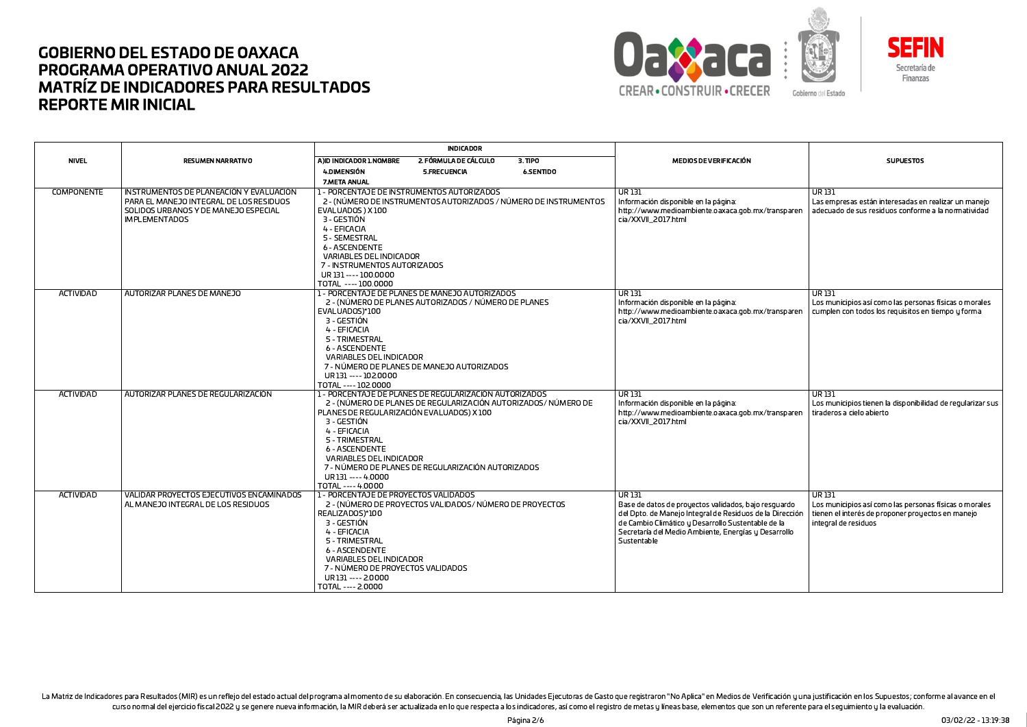# GOBIERNO DEL ESTADO DE OAXACA
# PROGRAMA OPERATIVO ANUAL 2022
# MATRÍZ DE INDICADORES PARA RESULTADOS
# REPORTE MIR INICIAL

| NIVEL | RESUMEN NARRATIVO | INDICADOR<br>A)ID INDICADOR 1.NOMBRE 2. FÓRMULA DE CÁLCULO 3. TIPO<br>4.DIMENSIÓN 5.FRECUENCIA 6.SENTIDO<br>7.META ANUAL | MEDIOS DE VERIFICACIÓN | SUPUESTOS |
|---|---|---|---|---|
| COMPONENTE | INSTRUMENTOS DE PLANEACIÓN Y EVALUACIÓN PARA EL MANEJO INTEGRAL DE LOS RESIDUOS SOLIDOS URBANOS Y DE MANEJO ESPECIAL IMPLEMENTADOS | 1 - PORCENTAJE DE INSTRUMENTOS AUTORIZADOS<br>2 - (NÚMERO DE INSTRUMENTOS AUTORIZADOS / NÚMERO DE INSTRUMENTOS EVALUADOS ) X 100<br>3 - GESTIÓN<br>4 - EFICACIA<br>5 - SEMESTRAL<br>6 - ASCENDENTE<br>VARIABLES DEL INDICADOR<br>7 - INSTRUMENTOS AUTORIZADOS<br>UR 131 ---- 100.0000<br>TOTAL ---- 100.0000 | UR 131<br>Información disponible en la página: http://www.medioambiente.oaxaca.gob.mx/transparencia/XXVII_2017.html | UR 131<br>Las empresas están interesadas en realizar un manejo adecuado de sus residuos conforme a la normatividad |
| ACTIVIDAD | AUTORIZAR PLANES DE MANEJO | 1 - PORCENTAJE DE PLANES DE MANEJO AUTORIZADOS<br>2 - (NÚMERO DE PLANES AUTORIZADOS / NÚMERO DE PLANES EVALUADOS)*100<br>3 - GESTIÓN<br>4 - EFICACIA<br>5 - TRIMESTRAL<br>6 - ASCENDENTE<br>VARIABLES DEL INDICADOR<br>7 - NÚMERO DE PLANES DE MANEJO AUTORIZADOS<br>UR 131 ---- 102.0000<br>TOTAL ---- 102.0000 | UR 131<br>Información disponible en la página: http://www.medioambiente.oaxaca.gob.mx/transparencia/XXVII_2017.html | UR 131<br>Los municipios así como las personas físicas o morales cumplen con todos los requisitos en tiempo y forma |
| ACTIVIDAD | AUTORIZAR PLANES DE REGULARIZACIÓN | 1 - PORCENTAJE DE PLANES DE REGULARIZACIÓN AUTORIZADOS<br>2 - (NÚMERO DE PLANES DE REGULARIZACIÓN AUTORIZADOS/ NÚMERO DE PLANES DE REGULARIZACIÓN EVALUADOS) X 100<br>3 - GESTIÓN<br>4 - EFICACIA<br>5 - TRIMESTRAL<br>6 - ASCENDENTE<br>VARIABLES DEL INDICADOR<br>7 - NÚMERO DE PLANES DE REGULARIZACIÓN AUTORIZADOS<br>UR 131 ---- 4.0000<br>TOTAL ---- 4.0000 | UR 131<br>Información disponible en la página: http://www.medioambiente.oaxaca.gob.mx/transparencia/XXVII_2017.html | UR 131<br>Los municipios tienen la disponibilidad de regularizar sus tiraderos a cielo abierto |
| ACTIVIDAD | VALIDAR PROYECTOS EJECUTIVOS ENCAMINADOS AL MANEJO INTEGRAL DE LOS RESIDUOS | 1 - PORCENTAJE DE PROYECTOS VALIDADOS<br>2 - (NÚMERO DE PROYECTOS VALIDADOS/ NÚMERO DE PROYECTOS REALIZADOS)*100<br>3 - GESTIÓN<br>4 - EFICACIA<br>5 - TRIMESTRAL<br>6 - ASCENDENTE<br>VARIABLES DEL INDICADOR<br>7 - NÚMERO DE PROYECTOS VALIDADOS<br>UR 131 ---- 2.0000<br>TOTAL ---- 2.0000 | UR 131<br>Base de datos de proyectos validados, bajo resguardo del Dpto. de Manejo Integral de Residuos de la Dirección de Cambio Climático y Desarrollo Sustentable de la Secretaría del Medio Ambiente, Energías y Desarrollo Sustentable | UR 131<br>Los municipios así como las personas físicas o morales tienen el interés de proponer proyectos en manejo integral de residuos |

La Matriz de Indicadores para Resultados (MIR) es un reflejo del estado actual del programa al momento de su elaboración. En consecuencia, las Unidades Ejecutoras de Gasto que registraron "No Aplica" en Medios de Verificación y una justificación en los Supuestos; conforme al avance en el curso normal del ejercicio fiscal 2022 y se genere nueva información, la MIR deberá ser actualizada en lo que respecta a los indicadores, así como el registro de metas y líneas base, elementos que son un referente para el seguimiento y la evaluación.

03/02/22 - 13:19:38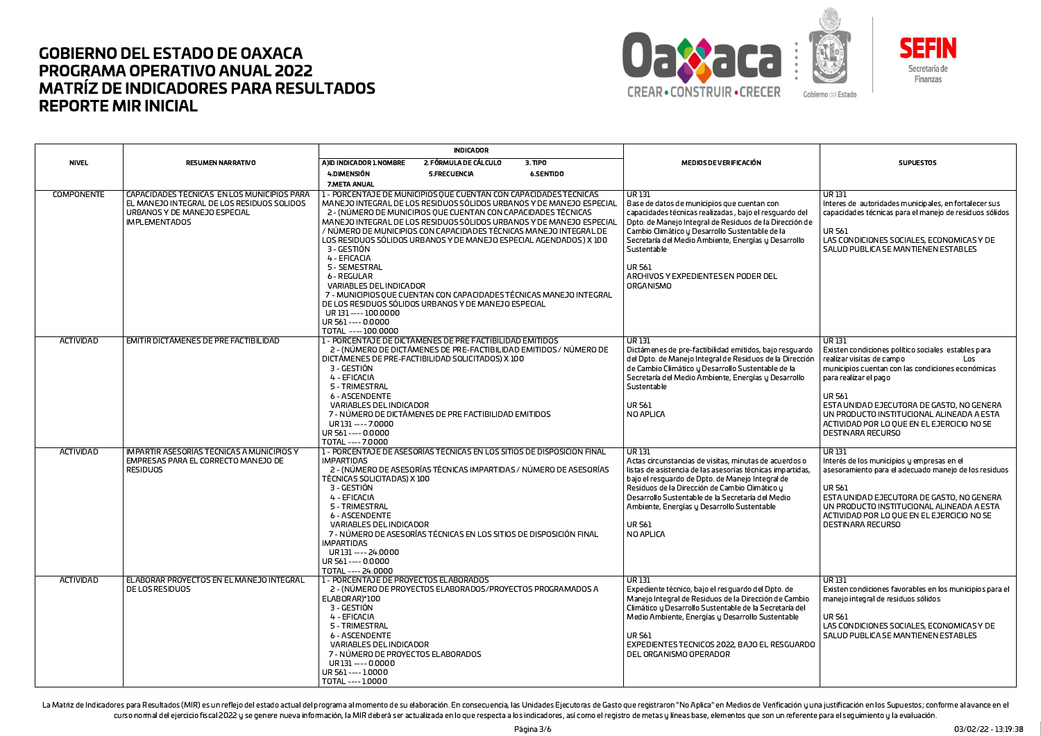# GOBIERNO DEL ESTADO DE OAXACA
# PROGRAMA OPERATIVO ANUAL 2022
# MATRÍZ DE INDICADORES PARA RESULTADOS
# REPORTE MIR INICIAL

| NIVEL | RESUMEN NARRATIVO | INDICADOR<br>A)ID INDICADOR 1.NOMBRE 2. FÓRMULA DE CÁLCULO 3. TIPO<br>4.DIMENSIÓN 5.FRECUENCIA 6.SENTIDO<br>7.META ANUAL | MEDIOS DE VERIFICACIÓN | SUPUESTOS |
|---|---|---|---|---|
| COMPONENTE | CAPACIDADES TÉCNICAS EN LOS MUNICIPIOS PARA EL MANEJO INTEGRAL DE LOS RESIDUOS SÓLIDOS URBANOS Y DE MANEJO ESPECIAL IMPLEMENTADOS | 1 - PORCENTAJE DE MUNICIPIOS QUE CUENTAN CON CAPACIDADES TÉCNICAS MANEJO INTEGRAL DE LOS RESIDUOS SÓLIDOS URBANOS Y DE MANEJO ESPECIAL<br>2 - (NÚMERO DE MUNICIPIOS QUE CUENTAN CON CAPACIDADES TÉCNICAS MANEJO INTEGRAL DE LOS RESIDUOS SÓLIDOS URBANOS Y DE MANEJO ESPECIAL / NÚMERO DE MUNICIPIOS CON CAPACIDADES TÉCNICAS MANEJO INTEGRAL DE LOS RESIDUOS SÓLIDOS URBANOS Y DE MANEJO ESPECIAL AGENDADOS ) X 100<br>3 - GESTIÓN<br>4 - EFICACIA<br>5 - SEMESTRAL<br>6 - REGULAR<br>VARIABLES DEL INDICADOR<br>7 - MUNICIPIOS QUE CUENTAN CON CAPACIDADES TÉCNICAS MANEJO INTEGRAL DE LOS RESIDUOS SÓLIDOS URBANOS Y DE MANEJO ESPECIAL<br>UR 131 ---- 100.0000<br>UR 561 ---- 0.0000<br>TOTAL ---- 100.0000 | UR 131<br>Base de datos de municipios que cuentan con capacidades técnicas realizadas , bajo el resguardo del Dpto. de Manejo Integral de Residuos de la Dirección de Cambio Climático y Desarrollo Sustentable de la Secretaría del Medio Ambiente, Energías y Desarrollo Sustentable<br><br>UR 561<br>ARCHIVOS Y EXPEDIENTES EN PODER DEL ORGANISMO | UR 131<br>Interes de autoridades municipales, en fortalecer sus capacidades técnicas para el manejo de residuos sólidos<br><br>UR 561<br>LAS CONDICIONES SOCIALES, ECONOMICAS Y DE SALUD PUBLICA SE MANTIENEN ESTABLES |
| ACTIVIDAD | EMITIR DICTÁMENES DE PRE FACTIBILIDAD | 1 - PORCENTAJE DE DICTÁMENES DE PRE FACTIBILIDAD EMITIDOS<br>2 - (NÚMERO DE DICTÁMENES DE PRE-FACTIBILIDAD EMITIDOS / NÚMERO DE DICTÁMENES DE PRE-FACTIBILIDAD SOLICITADOS) X 100<br>3 - GESTIÓN<br>4 - EFICACIA<br>5 - TRIMESTRAL<br>6 - ASCENDENTE<br>VARIABLES DEL INDICADOR<br>7 - NÚMERO DE DICTÁMENES DE PRE FACTIBILIDAD EMITIDOS<br>UR 131 ---- 7.0000<br>UR 561 ---- 0.0000<br>TOTAL ---- 7.0000 | UR 131<br>Dictámenes de pre-factibilidad emitidos, bajo resguardo del Dpto. de Manejo Integral de Residuos de la Dirección de Cambio Climático y Desarrollo Sustentable de la Secretaría del Medio Ambiente, Energías y Desarrollo Sustentable<br><br>UR 561<br>NO APLICA | UR 131<br>Existen condiciones político sociales estables para realizar visitas de campo Los municipios cuentan con las condiciones económicas para realizar el pago<br><br>UR 561<br>ESTA UNIDAD EJECUTORA DE GASTO, NO GENERA UN PRODUCTO INSTITUCIONAL ALINEADA A ESTA ACTIVIDAD POR LO QUE EN EL EJERCICIO NO SE DESTINARA RECURSO |
| ACTIVIDAD | IMPARTIR ASESORÍAS TÉCNICAS A MUNICIPIOS Y EMPRESAS PARA EL CORRECTO MANEJO DE RESIDUOS | 1 - PORCENTAJE DE ASESORÍAS TÉCNICAS EN LOS SITIOS DE DISPOSICIÓN FINAL IMPARTIDAS<br>2 - (NÚMERO DE ASESORÍAS TÉCNICAS IMPARTIDAS / NÚMERO DE ASESORÍAS TÉCNICAS SOLICITADAS) X 100<br>3 - GESTIÓN<br>4 - EFICACIA<br>5 - TRIMESTRAL<br>6 - ASCENDENTE<br>VARIABLES DEL INDICADOR<br>7 - NÚMERO DE ASESORÍAS TÉCNICAS EN LOS SITIOS DE DISPOSICIÓN FINAL IMPARTIDAS<br>UR 131 ---- 24.0000<br>UR 561 ---- 0.0000<br>TOTAL ---- 24.0000 | UR 131<br>Actas circunstancias de visitas, minutas de acuerdos o listas de asistencia de las asesorías técnicas impartidas, bajo el resguardo de Dpto. de Manejo Integral de Residuos de la Dirección de Cambio Climático y Desarrollo Sustentable de la Secretaría del Medio Ambiente, Energías y Desarrollo Sustentable<br><br>UR 561<br>NO APLICA | UR 131<br>Interés de los municipios y empresas en el asesoramiento para el adecuado manejo de los residuos<br><br>UR 561<br>ESTA UNIDAD EJECUTORA DE GASTO, NO GENERA UN PRODUCTO INSTITUCIONAL ALINEADA A ESTA ACTIVIDAD POR LO QUE EN EL EJERCICIO NO SE DESTINARA RECURSO |
| ACTIVIDAD | ELABORAR PROYECTOS EN EL MANEJO INTEGRAL DE LOS RESIDUOS | 1 - PORCENTAJE DE PROYECTOS ELABORADOS<br>2 - (NÚMERO DE PROYECTOS ELABORADOS/PROYECTOS PROGRAMADOS A ELABORAR)*100<br>3 - GESTIÓN<br>4 - EFICACIA<br>5 - TRIMESTRAL<br>6 - ASCENDENTE<br>VARIABLES DEL INDICADOR<br>7 - NÚMERO DE PROYECTOS ELABORADOS<br>UR 131 ---- 0.0000<br>UR 561 ---- 1.0000<br>TOTAL ---- 1.0000 | UR 131<br>Expediente técnico, bajo el resguardo del Dpto. de Manejo Integral de Residuos de la Dirección de Cambio Climático y Desarrollo Sustentable de la Secretaría del Medio Ambiente, Energías y Desarrollo Sustentable<br><br>UR 561<br>EXPEDIENTES TECNICOS 2022, BAJO EL RESGUARDO DEL ORGANISMO OPERADOR | UR 131<br>Existen condiciones favorables en los municipios para el manejo integral de residuos sólidos<br><br>UR 561<br>LAS CONDICIONES SOCIALES, ECONOMICAS Y DE SALUD PUBLICA SE MANTIENEN ESTABLES |

La Matriz de Indicadores para Resultados (MIR) es un reflejo del estado actual del programa al momento de su elaboración. En consecuencia, las Unidades Ejecutoras de Gasto que registraron "No Aplica" en Medios de Verificación y una justificación en los Supuestos; conforme al avance en el curso normal del ejercicio fiscal 2022 y se genere nueva información, la MIR deberá ser actualizada en lo que respecta a los indicadores, así como el registro de metas y líneas base, elementos que son un referente para el seguimiento y la evaluación.

03/02/22 - 13:19:38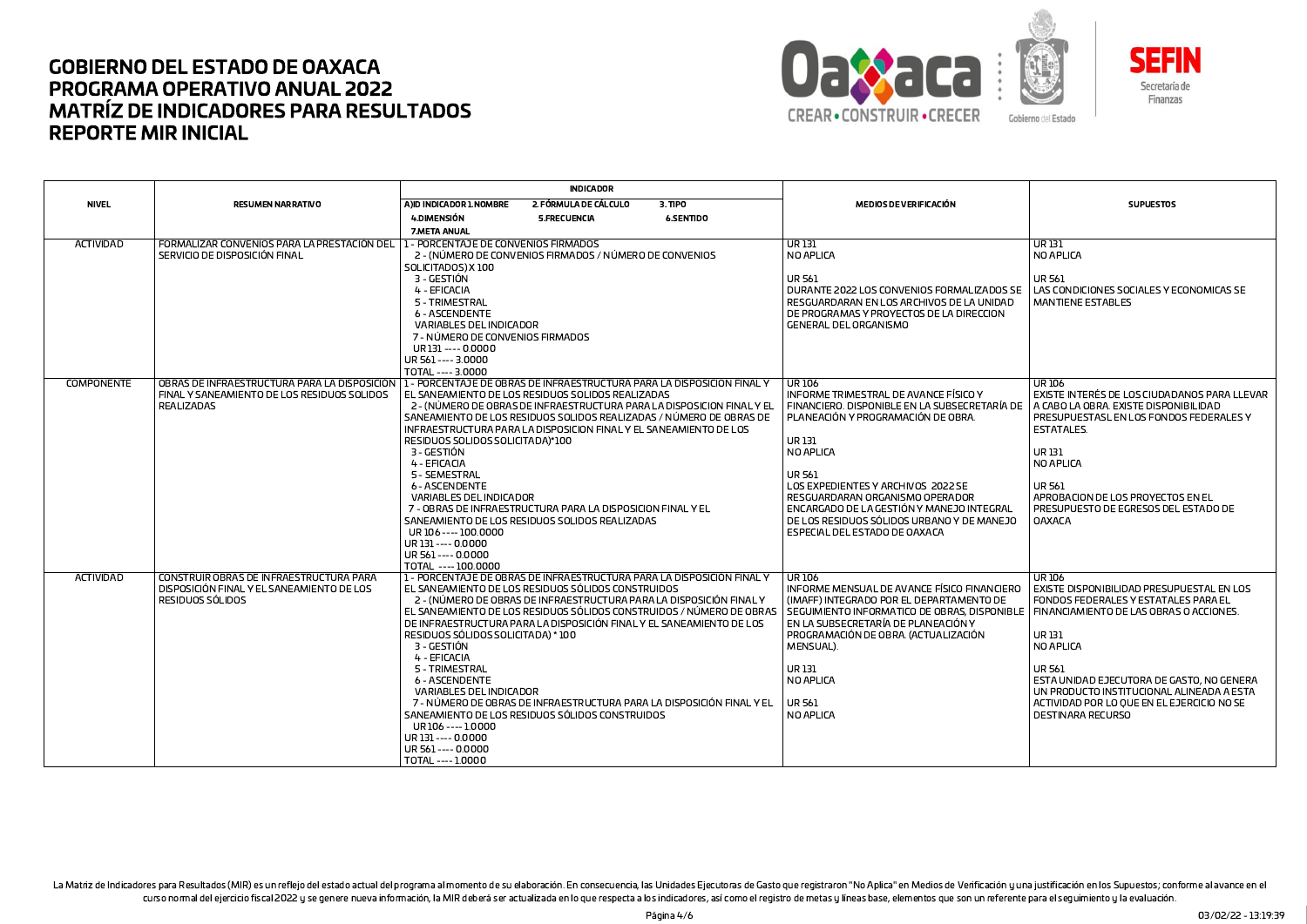# GOBIERNO DEL ESTADO DE OAXACA
# PROGRAMA OPERATIVO ANUAL 2022
# MATRÍZ DE INDICADORES PARA RESULTADOS
# REPORTE MIR INICIAL

| NIVEL | RESUMEN NARRATIVO | INDICADOR<br>A)ID INDICADOR 1.NOMBRE / 2. FÓRMULA DE CÁLCULO / 3. TIPO<br>4.DIMENSIÓN / 5.FRECUENCIA / 6.SENTIDO<br>7.META ANUAL | MEDIOS DE VERIFICACIÓN | SUPUESTOS |
|---|---|---|---|---|
| ACTIVIDAD | FORMALIZAR CONVENIOS PARA LA PRESTACION DEL SERVICIO DE DISPOSICIÓN FINAL | 1 - PORCENTAJE DE CONVENIOS FIRMADOS<br>2 - (NÚMERO DE CONVENIOS FIRMADOS / NÚMERO DE CONVENIOS SOLICITADOS) X 100<br>3 - GESTIÓN<br>4 - EFICACIA<br>5 - TRIMESTRAL<br>6 - ASCENDENTE<br>VARIABLES DEL INDICADOR<br>7 - NÚMERO DE CONVENIOS FIRMADOS<br>UR 131 ---- 0.0000<br>UR 561 ---- 3.0000<br>TOTAL ---- 3.0000 | UR 131<br>NO APLICA<br><br>UR 561<br>DURANTE 2022 LOS CONVENIOS FORMALIZADOS SE RESGUARDARAN EN LOS ARCHIVOS DE LA UNIDAD DE PROGRAMAS Y PROYECTOS DE LA DIRECCION GENERAL DEL ORGANISMO | UR 131<br>NO APLICA<br><br>UR 561<br>LAS CONDICIONES SOCIALES Y ECONOMICAS SE MANTIENE ESTABLES |
| COMPONENTE | OBRAS DE INFRAESTRUCTURA PARA LA DISPOSICIÓN FINAL Y SANEAMIENTO DE LOS RESIDUOS SOLIDOS REALIZADAS | 1 - PORCENTAJE DE OBRAS DE INFRAESTRUCTURA PARA LA DISPOSICION FINAL Y EL SANEAMIENTO DE LOS RESIDUOS SOLIDOS REALIZADAS<br>2 - (NÚMERO DE OBRAS DE INFRAESTRUCTURA PARA LA DISPOSICION FINAL Y EL SANEAMIENTO DE LOS RESIDUOS SOLIDOS REALIZADAS / NÚMERO DE OBRAS DE INFRAESTRUCTURA PARA LA DISPOSICION FINAL Y EL SANEAMIENTO DE LOS RESIDUOS SOLIDOS SOLICITADA)*100<br>3 - GESTIÓN<br>4 - EFICACIA<br>5 - SEMESTRAL<br>6 - ASCENDENTE<br>VARIABLES DEL INDICADOR<br>7 - OBRAS DE INFRAESTRUCTURA PARA LA DISPOSICION FINAL Y EL SANEAMIENTO DE LOS RESIDUOS SOLIDOS REALIZADAS<br>UR 106 ---- 100.0000<br>UR 131 ---- 0.0000<br>UR 561 ---- 0.0000<br>TOTAL ---- 100.0000 | UR 106<br>INFORME TRIMESTRAL DE AVANCE FÍSICO Y FINANCIERO. DISPONIBLE EN LA SUBSECRETARÍA DE PLANEACIÓN Y PROGRAMACIÓN DE OBRA.<br><br>UR 131<br>NO APLICA<br><br>UR 561<br>LOS EXPEDIENTES Y ARCHIVOS 2022 SE RESGUARDARAN ORGANISMO OPERADOR ENCARGADO DE LA GESTIÓN Y MANEJO INTEGRAL DE LOS RESIDUOS SÓLIDOS URBANO Y DE MANEJO ESPECIAL DEL ESTADO DE OAXACA | UR 106<br>EXISTE INTERÉS DE LOS CIUDADANOS PARA LLEVAR A CABO LA OBRA. EXISTE DISPONIBILIDAD PRESUPUESTASL EN LOS FONDOS FEDERALES Y ESTATALES.<br><br>UR 131<br>NO APLICA<br><br>UR 561<br>APROBACION DE LOS PROYECTOS EN EL PRESUPUESTO DE EGRESOS DEL ESTADO DE OAXACA |
| ACTIVIDAD | CONSTRUIR OBRAS DE INFRAESTRUCTURA PARA DISPOSICIÓN FINAL Y EL SANEAMIENTO DE LOS RESIDUOS SÓLIDOS | 1 - PORCENTAJE DE OBRAS DE INFRAESTRUCTURA PARA LA DISPOSICION FINAL Y EL SANEAMIENTO DE LOS RESIDUOS SÓLIDOS CONSTRUIDOS<br>2 - (NÚMERO DE OBRAS DE INFRAESTRUCTURA PARA LA DISPOSICIÓN FINAL Y EL SANEAMIENTO DE LOS RESIDUOS SÓLIDOS CONSTRUIDOS / NÚMERO DE OBRAS DE INFRAESTRUCTURA PARA LA DISPOSICIÓN FINAL Y EL SANEAMIENTO DE LOS RESIDUOS SÓLIDOS SOLICITADA) * 100<br>3 - GESTIÓN<br>4 - EFICACIA<br>5 - TRIMESTRAL<br>6 - ASCENDENTE<br>VARIABLES DEL INDICADOR<br>7 - NÚMERO DE OBRAS DE INFRAESTRUCTURA PARA LA DISPOSICIÓN FINAL Y EL SANEAMIENTO DE LOS RESIDUOS SÓLIDOS CONSTRUIDOS<br>UR 106 ---- 1.0000<br>UR 131 ---- 0.0000<br>UR 561 ---- 0.0000<br>TOTAL ---- 1.0000 | UR 106<br>INFORME MENSUAL DE AVANCE FÍSICO FINANCIERO (IMAFF) INTEGRADO POR EL DEPARTAMENTO DE SEGUIMIENTO INFORMATICO DE OBRAS, DISPONIBLE EN LA SUBSECRETARÍA DE PLANEACIÓN Y PROGRAMACIÓN DE OBRA. (ACTUALIZACIÓN MENSUAL).<br><br>UR 131<br>NO APLICA<br><br>UR 561<br>NO APLICA | UR 106<br>EXISTE DISPONIBILIDAD PRESUPUESTAL EN LOS FONDOS FEDERALES Y ESTATALES PARA EL FINANCIAMIENTO DE LAS OBRAS O ACCIONES.<br><br>UR 131<br>NO APLICA<br><br>UR 561<br>ESTA UNIDAD EJECUTORA DE GASTO, NO GENERA UN PRODUCTO INSTITUCIONAL ALINEADA A ESTA ACTIVIDAD POR LO QUE EN EL EJERCICIO NO SE DESTINARA RECURSO |

La Matriz de Indicadores para Resultados (MIR) es un reflejo del estado actual del programa al momento de su elaboración. En consecuencia, las Unidades Ejecutoras de Gasto que registraron "No Aplica" en Medios de Verificación y una justificación en los Supuestos; conforme al avance en el curso normal del ejercicio fiscal 2022 y se genere nueva información, la MIR deberá ser actualizada en lo que respecta a los indicadores, así como el registro de metas y líneas base, elementos que son un referente para el seguimiento y la evaluación.

03/02/22 - 13:19:39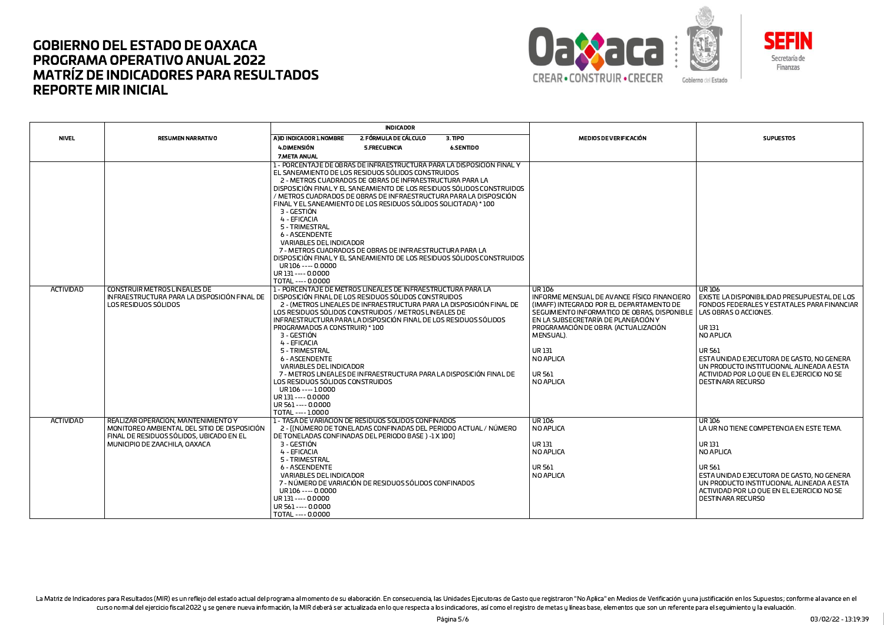# GOBIERNO DEL ESTADO DE OAXACA
# PROGRAMA OPERATIVO ANUAL 2022
# MATRÍZ DE INDICADORES PARA RESULTADOS
# REPORTE MIR INICIAL

| NIVEL | RESUMEN NARRATIVO | INDICADOR<br>A)ID INDICADOR 1.NOMBRE 2. FÓRMULA DE CÁLCULO 3. TIPO<br>4.DIMENSIÓN 5.FRECUENCIA 6.SENTIDO<br>7.META ANUAL | MEDIOS DE VERIFICACIÓN | SUPUESTOS |
|---|---|---|---|---|
| | | 1 - PORCENTAJE DE OBRAS DE INFRAESTRUCTURA PARA LA DISPOSICIÓN FINAL Y EL SANEAMIENTO DE LOS RESIDUOS SÓLIDOS CONSTRUIDOS<br>2 - METROS CUADRADOS DE OBRAS DE INFRAESTRUCTURA PARA LA DISPOSICIÓN FINAL Y EL SANEAMIENTO DE LOS RESIDUOS SÓLIDOS CONSTRUIDOS / METROS CUADRADOS DE OBRAS DE INFRAESTRUCTURA PARA LA DISPOSICIÓN FINAL Y EL SANEAMIENTO DE LOS RESIDUOS SÓLIDOS SOLICITADA) * 100<br>3 - GESTIÓN<br>4 - EFICACIA<br>5 - TRIMESTRAL<br>6 - ASCENDENTE<br>VARIABLES DEL INDICADOR<br>7 - METROS CUADRADOS DE OBRAS DE INFRAESTRUCTURA PARA LA DISPOSICIÓN FINAL Y EL SANEAMIENTO DE LOS RESIDUOS SÓLIDOS CONSTRUIDOS<br>UR 106 ---- 0.0000<br>UR 131 ---- 0.0000<br>TOTAL ---- 0.0000 | | |
| ACTIVIDAD | CONSTRUIR METROS LINEALES DE INFRAESTRUCTURA PARA LA DISPOSICIÓN FINAL DE LOS RESIDUOS SÓLIDOS | 1 - PORCENTAJE DE METROS LINEALES DE INFRAESTRUCTURA PARA LA DISPOSICIÓN FINAL DE LOS RESIDUOS SÓLIDOS CONSTRUIDOS<br>2 - (METROS LINEALES DE INFRAESTRUCTURA PARA LA DISPOSICIÓN FINAL DE LOS RESIDUOS SÓLIDOS CONSTRUIDOS / METROS LINEALES DE INFRAESTRUCTURA PARA LA DISPOSICIÓN FINAL DE LOS RESIDUOS SÓLIDOS PROGRAMADOS A CONSTRUIR) * 100<br>3 - GESTIÓN<br>4 - EFICACIA<br>5 - TRIMESTRAL<br>6 - ASCENDENTE<br>VARIABLES DEL INDICADOR<br>7 - METROS LINEALES DE INFRAESTRUCTURA PARA LA DISPOSICIÓN FINAL DE LOS RESIDUOS SÓLIDOS CONSTRUIDOS<br>UR 106 ---- 1.0000<br>UR 131 ---- 0.0000<br>UR 561 ---- 0.0000<br>TOTAL ---- 1.0000 | UR 106<br>INFORME MENSUAL DE AVANCE FÍSICO FINANCIERO (IMAFF) INTEGRADO POR EL DEPARTAMENTO DE SEGUIMIENTO INFORMATICO DE OBRAS, DISPONIBLE EN LA SUBSECRETARÍA DE PLANEACIÓN Y PROGRAMACIÓN DE OBRA. (ACTUALIZACIÓN MENSUAL).<br><br>UR 131<br>NO APLICA<br><br>UR 561<br>NO APLICA | UR 106<br>EXISTE LA DISPONIBILIDAD PRESUPUESTAL DE LOS FONDOS FEDERALES Y ESTATALES PARA FINANCIAR LAS OBRAS O ACCIONES.<br><br>UR 131<br>NO APLICA<br><br>UR 561<br>ESTA UNIDAD EJECUTORA DE GASTO, NO GENERA UN PRODUCTO INSTITUCIONAL ALINEADA A ESTA ACTIVIDAD POR LO QUE EN EL EJERCICIO NO SE DESTINARA RECURSO |
| ACTIVIDAD | REALIZAR OPERACIÓN, MANTENIMIENTO Y MONITOREO AMBIENTAL DEL SITIO DE DISPOSICIÓN FINAL DE RESIDUOS SÓLIDOS, UBICADO EN EL MUNICIPIO DE ZAACHILA, OAXACA | 1 - TASA DE VARIACIÓN DE RESIDUOS SÓLIDOS CONFINADOS<br>2 - [(NÚMERO DE TONELADAS CONFINADAS DEL PERIODO ACTUAL / NÚMERO DE TONELADAS CONFINADAS DEL PERIODO BASE ) -1 X 100]<br>3 - GESTIÓN<br>4 - EFICACIA<br>5 - TRIMESTRAL<br>6 - ASCENDENTE<br>VARIABLES DEL INDICADOR<br>7 - NÚMERO DE VARIACIÓN DE RESIDUOS SÓLIDOS CONFINADOS<br>UR 106 ---- 0.0000<br>UR 131 ---- 0.0000<br>UR 561 ---- 0.0000<br>TOTAL ---- 0.0000 | UR 106<br>NO APLICA<br><br>UR 131<br>NO APLICA<br><br>UR 561<br>NO APLICA | UR 106<br>LA UR NO TIENE COMPETENCIA EN ESTE TEMA.<br><br>UR 131<br>NO APLICA<br><br>UR 561<br>ESTA UNIDAD EJECUTORA DE GASTO, NO GENERA UN PRODUCTO INSTITUCIONAL ALINEADA A ESTA ACTIVIDAD POR LO QUE EN EL EJERCICIO NO SE DESTINARA RECURSO |

La Matriz de Indicadores para Resultados (MIR) es un reflejo del estado actual del programa al momento de su elaboración. En consecuencia, las Unidades Ejecutoras de Gasto que registraron "No Aplica" en Medios de Verificación y una justificación en los Supuestos; conforme al avance en el curso normal del ejercicio fiscal 2022 y se genere nueva información, la MIR deberá ser actualizada en lo que respecta a los indicadores, así como el registro de metas y líneas base, elementos que son un referente para el seguimiento y la evaluación.

03/02/22 - 13:19:39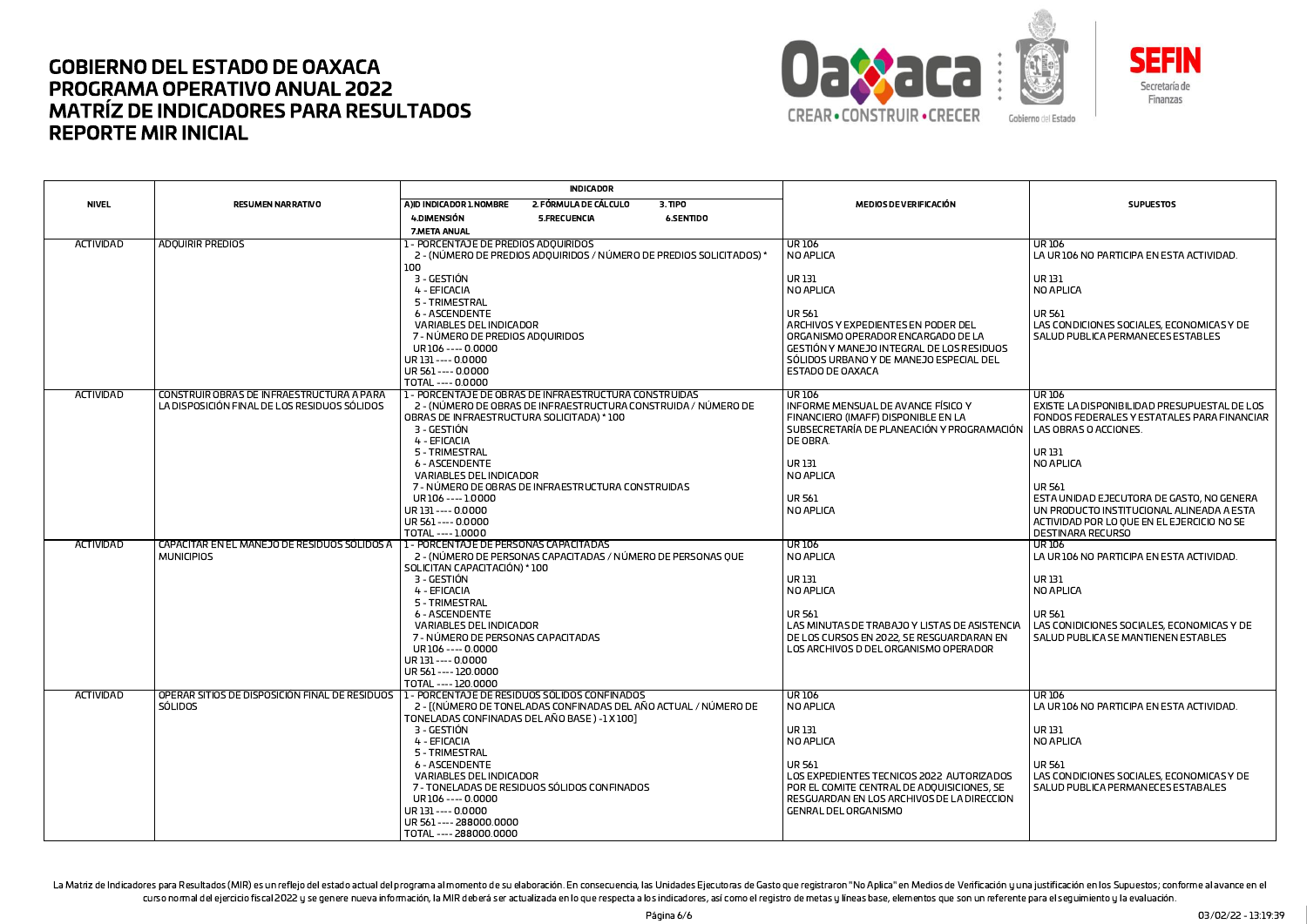# GOBIERNO DEL ESTADO DE OAXACA
# PROGRAMA OPERATIVO ANUAL 2022
# MATRÍZ DE INDICADORES PARA RESULTADOS
# REPORTE MIR INICIAL

| NIVEL | RESUMEN NARRATIVO | INDICADOR<br>A)ID INDICADOR 1.NOMBRE 2. FÓRMULA DE CÁLCULO 3. TIPO<br>4.DIMENSIÓN 5.FRECUENCIA 6.SENTIDO<br>7.META ANUAL | MEDIOS DE VERIFICACIÓN | SUPUESTOS |
|---|---|---|---|---|
| ACTIVIDAD | ADQUIRIR PREDIOS | 1 - PORCENTAJE DE PREDIOS ADQUIRIDOS<br>2 - (NÚMERO DE PREDIOS ADQUIRIDOS / NÚMERO DE PREDIOS SOLICITADOS) * 100<br>3 - GESTIÓN<br>4 - EFICACIA<br>5 - TRIMESTRAL<br>6 - ASCENDENTE<br>VARIABLES DEL INDICADOR<br>7 - NÚMERO DE PREDIOS ADQUIRIDOS<br>UR 106 ---- 0.0000<br>UR 131 ---- 0.0000<br>UR 561 ---- 0.0000<br>TOTAL ---- 0.0000 | UR 106<br>NO APLICA<br><br>UR 131<br>NO APLICA<br><br>UR 561<br>ARCHIVOS Y EXPEDIENTES EN PODER DEL ORGANISMO OPERADOR ENCARGADO DE LA GESTIÓN Y MANEJO INTEGRAL DE LOS RESIDUOS SÓLIDOS URBANO Y DE MANEJO ESPECIAL DEL ESTADO DE OAXACA | UR 106<br>LA UR 106 NO PARTICIPA EN ESTA ACTIVIDAD.<br><br>UR 131<br>NO APLICA<br><br>UR 561<br>LAS CONDICIONES SOCIALES, ECONOMICAS Y DE SALUD PUBLICA PERMANECES ESTABLES |
| ACTIVIDAD | CONSTRUIR OBRAS DE INFRAESTRUCTURA A PARA LA DISPOSICIÓN FINAL DE LOS RESIDUOS SÓLIDOS | 1 - PORCENTAJE DE OBRAS DE INFRAESTRUCTURA CONSTRUIDAS<br>2 - (NÚMERO DE OBRAS DE INFRAESTRUCTURA CONSTRUIDA / NÚMERO DE OBRAS DE INFRAESTRUCTURA SOLICITADA) * 100<br>3 - GESTIÓN<br>4 - EFICACIA<br>5 - TRIMESTRAL<br>6 - ASCENDENTE<br>VARIABLES DEL INDICADOR<br>7 - NÚMERO DE OBRAS DE INFRAESTRUCTURA CONSTRUIDAS<br>UR 106 ---- 1.0000<br>UR 131 ---- 0.0000<br>UR 561 ---- 0.0000<br>TOTAL ---- 1.0000 | UR 106<br>INFORME MENSUAL DE AVANCE FÍSICO Y FINANCIERO (IMAFF) DISPONIBLE EN LA SUBSECRETARÍA DE PLANEACIÓN Y PROGRAMACIÓN DE OBRA.<br><br>UR 131<br>NO APLICA<br><br>UR 561<br>NO APLICA | UR 106<br>EXISTE LA DISPONIBILIDAD PRESUPUESTAL DE LOS FONDOS FEDERALES Y ESTATALES PARA FINANCIAR LAS OBRAS O ACCIONES.<br><br>UR 131<br>NO APLICA<br><br>UR 561<br>ESTA UNIDAD EJECUTORA DE GASTO, NO GENERA UN PRODUCTO INSTITUCIONAL ALINEADA A ESTA ACTIVIDAD POR LO QUE EN EL EJERCICIO NO SE DESTINARA RECURSO |
| ACTIVIDAD | CAPACITAR EN EL MANEJO DE RESIDUOS SÓLIDOS A MUNICIPIOS | 1 - PORCENTAJE DE PERSONAS CAPACITADAS<br>2 - (NÚMERO DE PERSONAS CAPACITADAS / NÚMERO DE PERSONAS QUE SOLICITAN CAPACITACIÓN) * 100<br>3 - GESTIÓN<br>4 - EFICACIA<br>5 - TRIMESTRAL<br>6 - ASCENDENTE<br>VARIABLES DEL INDICADOR<br>7 - NÚMERO DE PERSONAS CAPACITADAS<br>UR 106 ---- 0.0000<br>UR 131 ---- 0.0000<br>UR 561 ---- 120.0000<br>TOTAL ---- 120.0000 | UR 106<br>NO APLICA<br><br>UR 131<br>NO APLICA<br><br>UR 561<br>LAS MINUTAS DE TRABAJO Y LISTAS DE ASISTENCIA DE LOS CURSOS EN 2022, SE RESGUARDARAN EN LOS ARCHIVOS D DEL ORGANISMO OPERADOR | UR 106<br>LA UR 106 NO PARTICIPA EN ESTA ACTIVIDAD.<br><br>UR 131<br>NO APLICA<br><br>UR 561<br>LAS CONIDICIONES SOCIALES, ECONOMICAS Y DE SALUD PUBLICA SE MANTIENEN ESTABLES |
| ACTIVIDAD | OPERAR SITIOS DE DISPOSICION FINAL DE RESIDUOS SÓLIDOS | 1 - PORCENTAJE DE RESIDUOS SÓLIDOS CONFINADOS<br>2 - [(NÚMERO DE TONELADAS CONFINADAS DEL AÑO ACTUAL / NÚMERO DE TONELADAS CONFINADAS DEL AÑO BASE ) -1 X 100]<br>3 - GESTIÓN<br>4 - EFICACIA<br>5 - TRIMESTRAL<br>6 - ASCENDENTE<br>VARIABLES DEL INDICADOR<br>7 - TONELADAS DE RESIDUOS SÓLIDOS CONFINADOS<br>UR 106 ---- 0.0000<br>UR 131 ---- 0.0000<br>UR 561 ---- 288000.0000<br>TOTAL ---- 288000.0000 | UR 106<br>NO APLICA<br><br>UR 131<br>NO APLICA<br><br>UR 561<br>LOS EXPEDIENTES TECNICOS 2022 AUTORIZADOS POR EL COMITE CENTRAL DE ADQUISICIONES, SE RESGUARDAN EN LOS ARCHIVOS DE LA DIRECCION GENRAL DEL ORGANISMO | UR 106<br>LA UR 106 NO PARTICIPA EN ESTA ACTIVIDAD.<br><br>UR 131<br>NO APLICA<br><br>UR 561<br>LAS CONDICIONES SOCIALES, ECONOMICAS Y DE SALUD PUBLICA PERMANECES ESTABALES |

La Matriz de Indicadores para Resultados (MIR) es un reflejo del estado actual del programa al momento de su elaboración. En consecuencia, las Unidades Ejecutoras de Gasto que registraron "No Aplica" en Medios de Verificación y una justificación en los Supuestos; conforme al avance en el curso normal del ejercicio fiscal 2022 y se genere nueva información, la MIR deberá ser actualizada en lo que respecta a los indicadores, así como el registro de metas y líneas base, elementos que son un referente para el seguimiento y la evaluación.

03/02/22 - 13:19:39